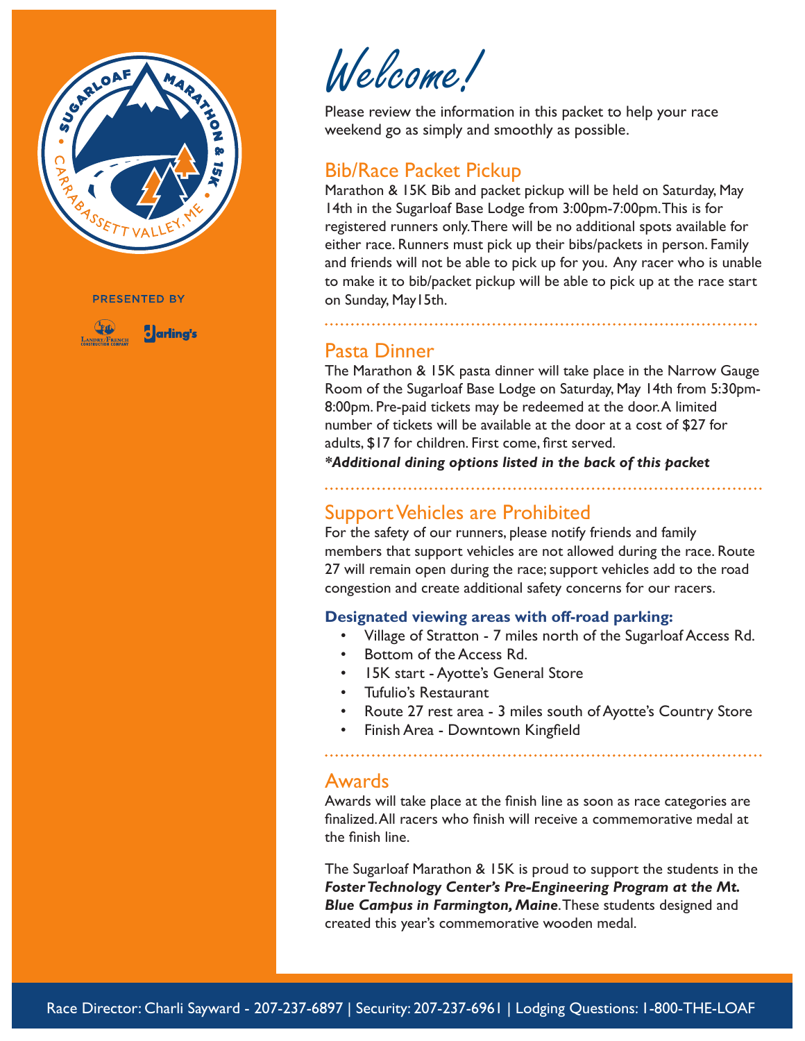SUGARLOAF MARATHON & 15K

CARRABASSETT VALLEY, ME

PRESENTED BY

Landry/French Construction Company | Darling's

# Welcome!

Please review the information in this packet to help your race weekend go as simply and smoothly as possible.

## Bib/Race Packet Pickup

Marathon & 15K Bib and packet pickup will be held on Saturday, May 14th in the Sugarloaf Base Lodge from 3:00pm-7:00pm. This is for registered runners only. There will be no additional spots available for either race. Runners must pick up their bibs/packets in person. Family and friends will not be able to pick up for you. Any racer who is unable to make it to bib/packet pickup will be able to pick up at the race start on Sunday, May15th.

## Pasta Dinner

The Marathon & 15K pasta dinner will take place in the Narrow Gauge Room of the Sugarloaf Base Lodge on Saturday, May 14th from 5:30pm-8:00pm. Pre-paid tickets may be redeemed at the door. A limited number of tickets will be available at the door at a cost of $27 for adults, $17 for children. First come, first served.

***Additional dining options listed in the back of this packet***

## Support Vehicles are Prohibited

For the safety of our runners, please notify friends and family members that support vehicles are not allowed during the race. Route 27 will remain open during the race; support vehicles add to the road congestion and create additional safety concerns for our racers.

**Designated viewing areas with off-road parking:**

- Village of Stratton - 7 miles north of the Sugarloaf Access Rd.
- Bottom of the Access Rd.
- 15K start - Ayotte's General Store
- Tufulio's Restaurant
- Route 27 rest area - 3 miles south of Ayotte's Country Store
- Finish Area - Downtown Kingfield

## Awards

Awards will take place at the finish line as soon as race categories are finalized. All racers who finish will receive a commemorative medal at the finish line.

The Sugarloaf Marathon & 15K is proud to support the students in the ***Foster Technology Center's Pre-Engineering Program at the Mt. Blue Campus in Farmington, Maine***. These students designed and created this year's commemorative wooden medal.

Race Director: Charli Sayward - 207-237-6897 | Security: 207-237-6961 | Lodging Questions: 1-800-THE-LOAF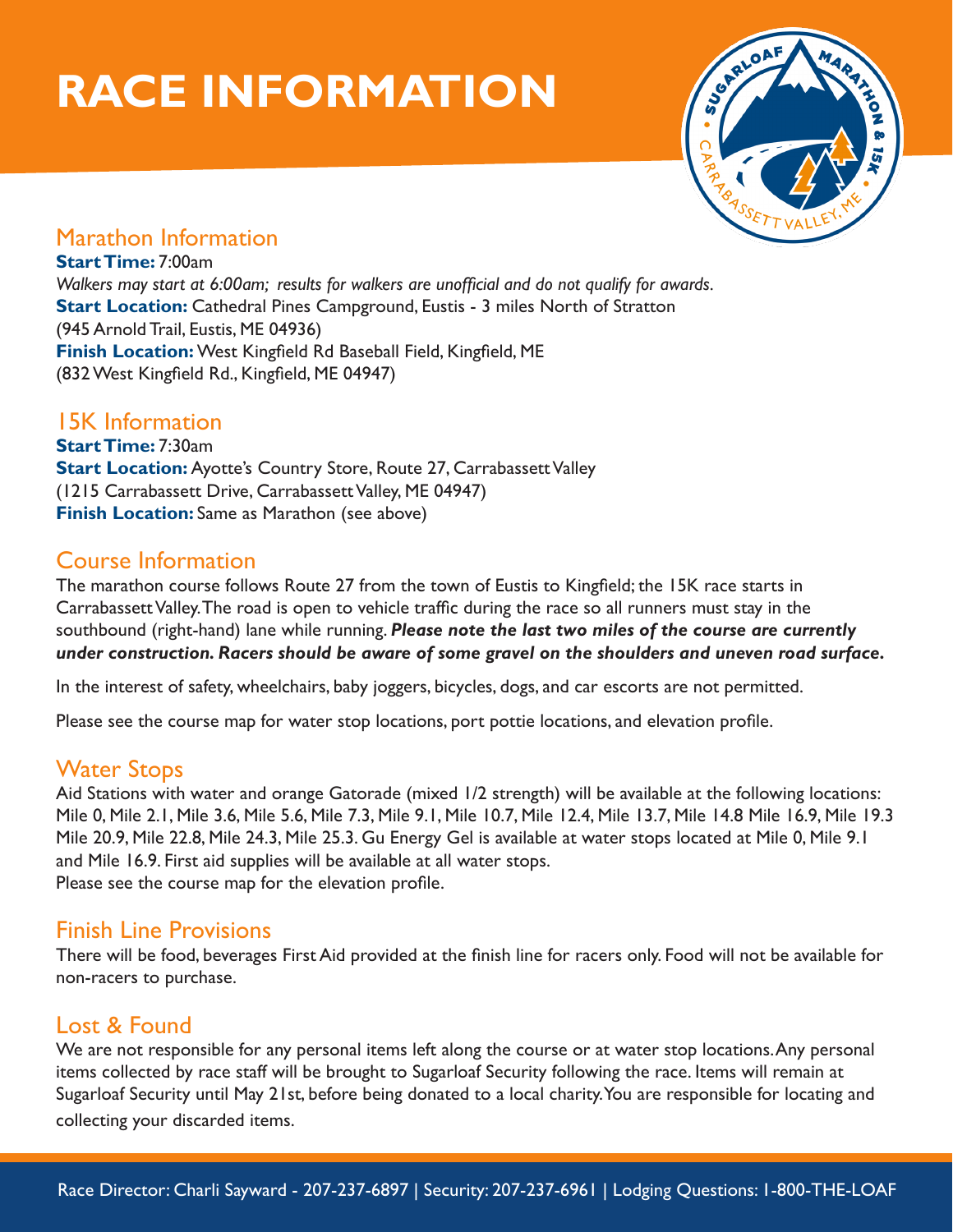# RACE INFORMATION

## Marathon Information

**Start Time:** 7:00am

*Walkers may start at 6:00am; results for walkers are unofficial and do not qualify for awards.*

**Start Location:** Cathedral Pines Campground, Eustis - 3 miles North of Stratton (945 Arnold Trail, Eustis, ME 04936)

**Finish Location:** West Kingfield Rd Baseball Field, Kingfield, ME (832 West Kingfield Rd., Kingfield, ME 04947)

## 15K Information

**Start Time:** 7:30am

**Start Location:** Ayotte's Country Store, Route 27, Carrabassett Valley (1215 Carrabassett Drive, Carrabassett Valley, ME 04947)

**Finish Location:** Same as Marathon (see above)

## Course Information

The marathon course follows Route 27 from the town of Eustis to Kingfield; the 15K race starts in Carrabassett Valley. The road is open to vehicle traffic during the race so all runners must stay in the southbound (right-hand) lane while running. ***Please note the last two miles of the course are currently under construction. Racers should be aware of some gravel on the shoulders and uneven road surface.***

In the interest of safety, wheelchairs, baby joggers, bicycles, dogs, and car escorts are not permitted.

Please see the course map for water stop locations, port pottie locations, and elevation profile.

## Water Stops

Aid Stations with water and orange Gatorade (mixed 1/2 strength) will be available at the following locations: Mile 0, Mile 2.1, Mile 3.6, Mile 5.6, Mile 7.3, Mile 9.1, Mile 10.7, Mile 12.4, Mile 13.7, Mile 14.8 Mile 16.9, Mile 19.3 Mile 20.9, Mile 22.8, Mile 24.3, Mile 25.3. Gu Energy Gel is available at water stops located at Mile 0, Mile 9.1 and Mile 16.9. First aid supplies will be available at all water stops.

Please see the course map for the elevation profile.

## Finish Line Provisions

There will be food, beverages First Aid provided at the finish line for racers only. Food will not be available for non-racers to purchase.

## Lost & Found

We are not responsible for any personal items left along the course or at water stop locations. Any personal items collected by race staff will be brought to Sugarloaf Security following the race. Items will remain at Sugarloaf Security until May 21st, before being donated to a local charity. You are responsible for locating and collecting your discarded items.

Race Director: Charli Sayward - 207-237-6897 | Security: 207-237-6961 | Lodging Questions: 1-800-THE-LOAF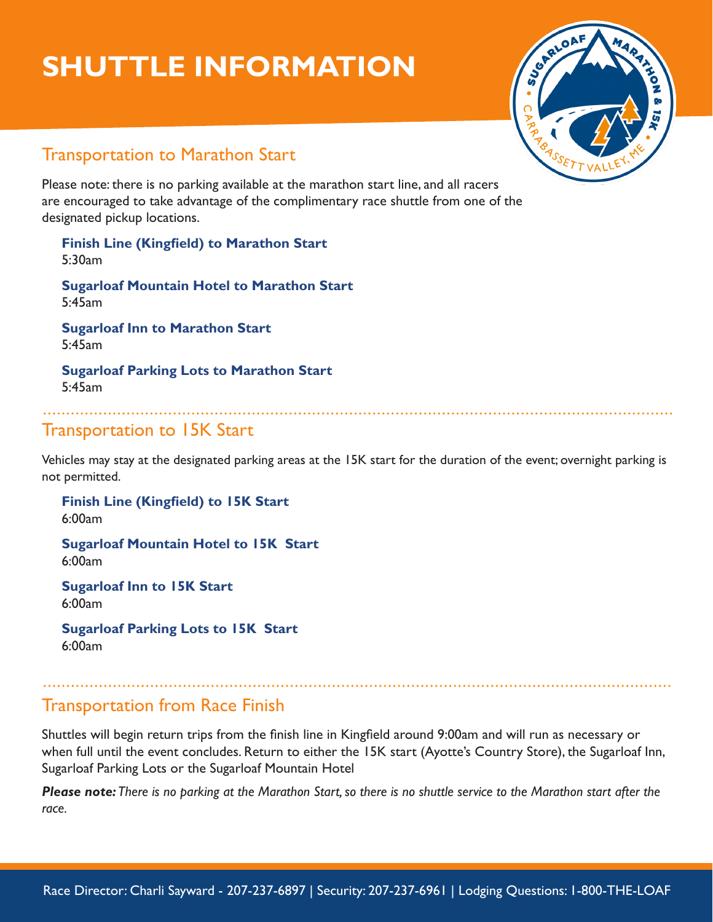# SHUTTLE INFORMATION

## Transportation to Marathon Start

Please note: there is no parking available at the marathon start line, and all racers are encouraged to take advantage of the complimentary race shuttle from one of the designated pickup locations.

**Finish Line (Kingfield) to Marathon Start**
5:30am

**Sugarloaf Mountain Hotel to Marathon Start**
5:45am

**Sugarloaf Inn to Marathon Start**
5:45am

**Sugarloaf Parking Lots to Marathon Start**
5:45am

## Transportation to 15K Start

Vehicles may stay at the designated parking areas at the 15K start for the duration of the event; overnight parking is not permitted.

**Finish Line (Kingfield) to 15K Start**
6:00am

**Sugarloaf Mountain Hotel to 15K Start**
6:00am

**Sugarloaf Inn to 15K Start**
6:00am

**Sugarloaf Parking Lots to 15K Start**
6:00am

## Transportation from Race Finish

Shuttles will begin return trips from the finish line in Kingfield around 9:00am and will run as necessary or when full until the event concludes. Return to either the 15K start (Ayotte's Country Store), the Sugarloaf Inn, Sugarloaf Parking Lots or the Sugarloaf Mountain Hotel

***Please note:*** *There is no parking at the Marathon Start, so there is no shuttle service to the Marathon start after the race.*

Race Director: Charli Sayward - 207-237-6897 | Security: 207-237-6961 | Lodging Questions: 1-800-THE-LOAF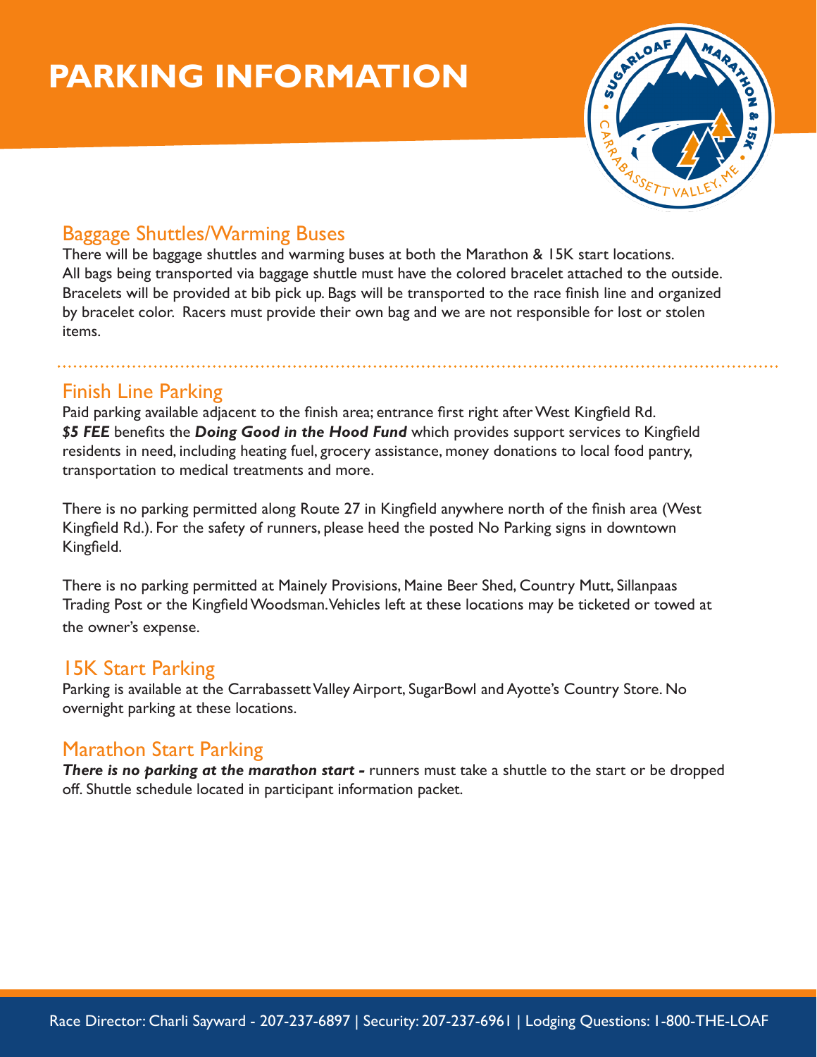# PARKING INFORMATION

## Baggage Shuttles/Warming Buses

There will be baggage shuttles and warming buses at both the Marathon & 15K start locations. All bags being transported via baggage shuttle must have the colored bracelet attached to the outside. Bracelets will be provided at bib pick up. Bags will be transported to the race finish line and organized by bracelet color. Racers must provide their own bag and we are not responsible for lost or stolen items.

---

## Finish Line Parking

Paid parking available adjacent to the finish area; entrance first right after West Kingfield Rd. ***$5 FEE*** benefits the ***Doing Good in the Hood Fund*** which provides support services to Kingfield residents in need, including heating fuel, grocery assistance, money donations to local food pantry, transportation to medical treatments and more.

There is no parking permitted along Route 27 in Kingfield anywhere north of the finish area (West Kingfield Rd.). For the safety of runners, please heed the posted No Parking signs in downtown Kingfield.

There is no parking permitted at Mainely Provisions, Maine Beer Shed, Country Mutt, Sillanpaas Trading Post or the Kingfield Woodsman. Vehicles left at these locations may be ticketed or towed at the owner's expense.

## 15K Start Parking

Parking is available at the Carrabassett Valley Airport, SugarBowl and Ayotte's Country Store. No overnight parking at these locations.

## Marathon Start Parking

***There is no parking at the marathon start -*** runners must take a shuttle to the start or be dropped off. Shuttle schedule located in participant information packet.

Race Director: Charli Sayward - 207-237-6897 | Security: 207-237-6961 | Lodging Questions: 1-800-THE-LOAF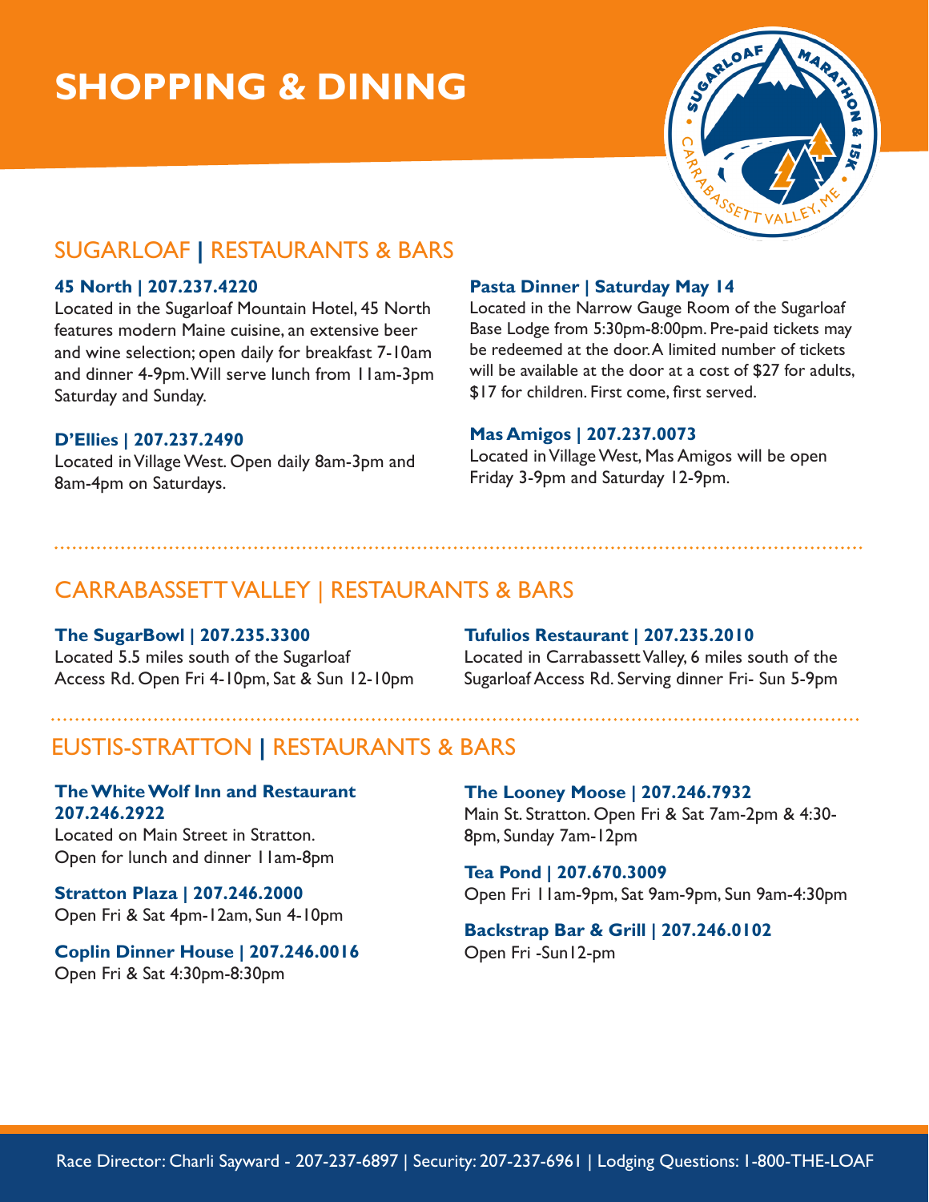# SHOPPING & DINING

## SUGARLOAF | RESTAURANTS & BARS

**45 North | 207.237.4220**
Located in the Sugarloaf Mountain Hotel, 45 North features modern Maine cuisine, an extensive beer and wine selection; open daily for breakfast 7-10am and dinner 4-9pm. Will serve lunch from 11am-3pm Saturday and Sunday.

**D'Ellies | 207.237.2490**
Located in Village West. Open daily 8am-3pm and 8am-4pm on Saturdays.

**Pasta Dinner | Saturday May 14**
Located in the Narrow Gauge Room of the Sugarloaf Base Lodge from 5:30pm-8:00pm. Pre-paid tickets may be redeemed at the door. A limited number of tickets will be available at the door at a cost of $27 for adults, $17 for children. First come, first served.

**Mas Amigos | 207.237.0073**
Located in Village West, Mas Amigos will be open Friday 3-9pm and Saturday 12-9pm.

## CARRABASSETT VALLEY | RESTAURANTS & BARS

**The SugarBowl | 207.235.3300**
Located 5.5 miles south of the Sugarloaf Access Rd. Open Fri 4-10pm, Sat & Sun 12-10pm

**Tufulios Restaurant | 207.235.2010**
Located in Carrabassett Valley, 6 miles south of the Sugarloaf Access Rd. Serving dinner Fri- Sun 5-9pm

## EUSTIS-STRATTON | RESTAURANTS & BARS

**The White Wolf Inn and Restaurant 207.246.2922**
Located on Main Street in Stratton. Open for lunch and dinner 11am-8pm

**Stratton Plaza | 207.246.2000**
Open Fri & Sat 4pm-12am, Sun 4-10pm

**Coplin Dinner House | 207.246.0016**
Open Fri & Sat 4:30pm-8:30pm

**The Looney Moose | 207.246.7932**
Main St. Stratton. Open Fri & Sat 7am-2pm & 4:30-8pm, Sunday 7am-12pm

**Tea Pond | 207.670.3009**
Open Fri 11am-9pm, Sat 9am-9pm, Sun 9am-4:30pm

**Backstrap Bar & Grill | 207.246.0102**
Open Fri -Sun12-pm

Race Director: Charli Sayward - 207-237-6897 | Security: 207-237-6961 | Lodging Questions: 1-800-THE-LOAF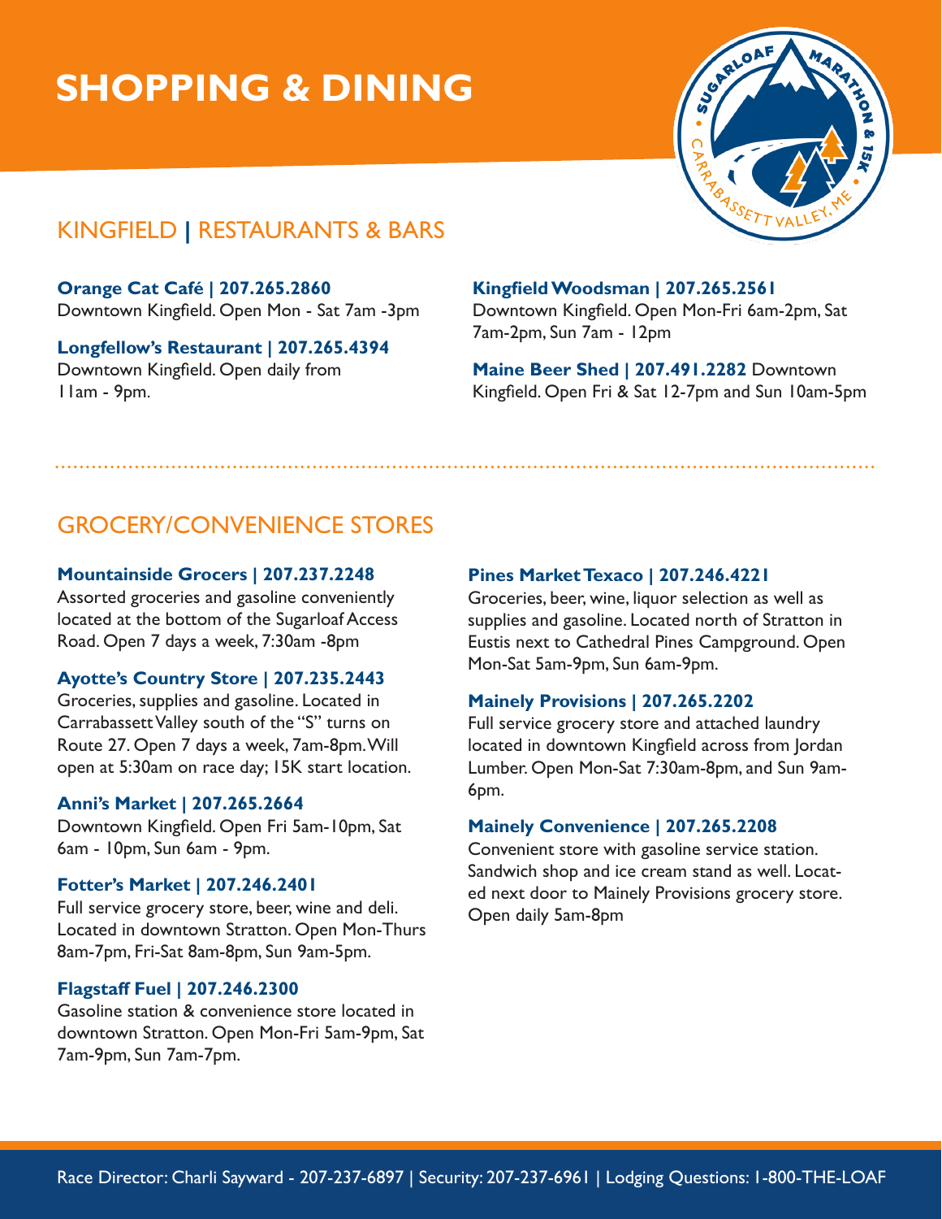# SHOPPING & DINING

## KINGFIELD | RESTAURANTS & BARS

**Orange Cat Café | 207.265.2860**
Downtown Kingfield. Open Mon - Sat 7am -3pm

**Longfellow's Restaurant | 207.265.4394**
Downtown Kingfield. Open daily from 11am - 9pm.

**Kingfield Woodsman | 207.265.2561**
Downtown Kingfield. Open Mon-Fri 6am-2pm, Sat 7am-2pm, Sun 7am - 12pm

**Maine Beer Shed | 207.491.2282** Downtown Kingfield. Open Fri & Sat 12-7pm and Sun 10am-5pm

## GROCERY/CONVENIENCE STORES

**Mountainside Grocers | 207.237.2248**
Assorted groceries and gasoline conveniently located at the bottom of the Sugarloaf Access Road. Open 7 days a week, 7:30am -8pm

**Ayotte's Country Store | 207.235.2443**
Groceries, supplies and gasoline. Located in Carrabassett Valley south of the "S" turns on Route 27. Open 7 days a week, 7am-8pm. Will open at 5:30am on race day; 15K start location.

**Anni's Market | 207.265.2664**
Downtown Kingfield. Open Fri 5am-10pm, Sat 6am - 10pm, Sun 6am - 9pm.

**Fotter's Market | 207.246.2401**
Full service grocery store, beer, wine and deli. Located in downtown Stratton. Open Mon-Thurs 8am-7pm, Fri-Sat 8am-8pm, Sun 9am-5pm.

**Flagstaff Fuel | 207.246.2300**
Gasoline station & convenience store located in downtown Stratton. Open Mon-Fri 5am-9pm, Sat 7am-9pm, Sun 7am-7pm.

**Pines Market Texaco | 207.246.4221**
Groceries, beer, wine, liquor selection as well as supplies and gasoline. Located north of Stratton in Eustis next to Cathedral Pines Campground. Open Mon-Sat 5am-9pm, Sun 6am-9pm.

**Mainely Provisions | 207.265.2202**
Full service grocery store and attached laundry located in downtown Kingfield across from Jordan Lumber. Open Mon-Sat 7:30am-8pm, and Sun 9am-6pm.

**Mainely Convenience | 207.265.2208**
Convenient store with gasoline service station. Sandwich shop and ice cream stand as well. Located next door to Mainely Provisions grocery store. Open daily 5am-8pm

Race Director: Charli Sayward - 207-237-6897 | Security: 207-237-6961 | Lodging Questions: 1-800-THE-LOAF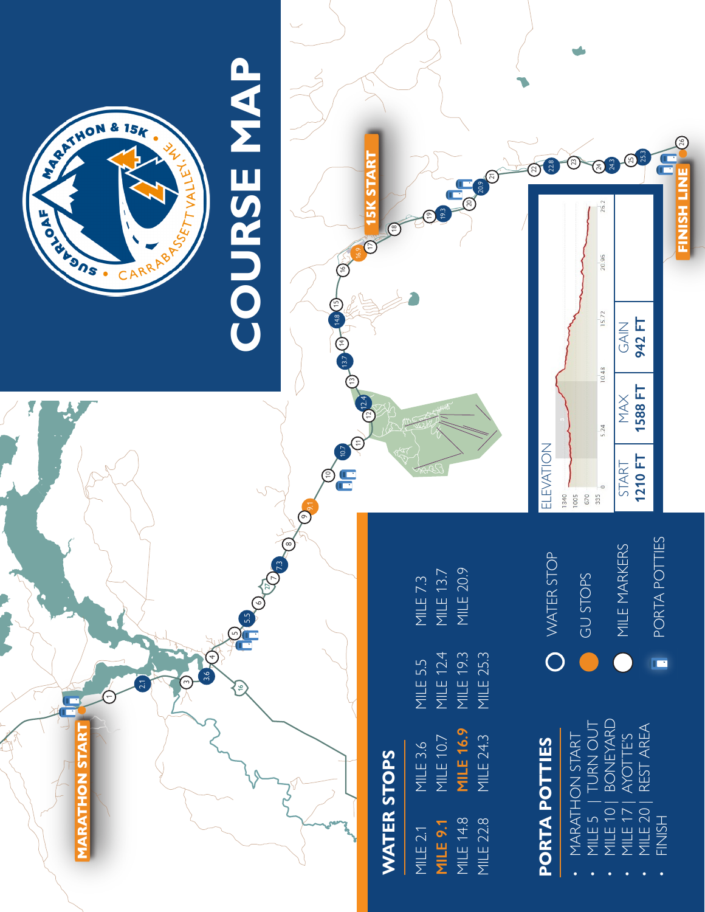# COURSE MAP

SUGARLOAF • MARATHON & 15K • CARRABASSETT VALLEY, ME

MARATHON START

15K START

FINISH LINE

## WATER STOPS

MILE 2.1
**MILE 9.1**
MILE 14.8
MILE 22.8
MILE 3.6
MILE 10.7
**MILE 16.9**
MILE 24.3
MILE 5.5
MILE 12.4
MILE 19.3
MILE 25.3
MILE 7.3
MILE 13.7
MILE 20.9

## PORTA POTTIES

- MARATHON START
- MILE 5 | TURN OUT
- MILE 10 | BONEYARD
- MILE 17 | AYOTTE'S
- MILE 20 | REST AREA
- FINISH

WATER STOP
GU STOPS
MILE MARKERS
PORTA POTTIES

ELEVATION

1340
1005
670
335
0

0
5.24
10.48
15.72
20.96
26.2

| START | MAX | GAIN |
|---|---|---|
| 1210 FT | 1588 FT | 942 FT |